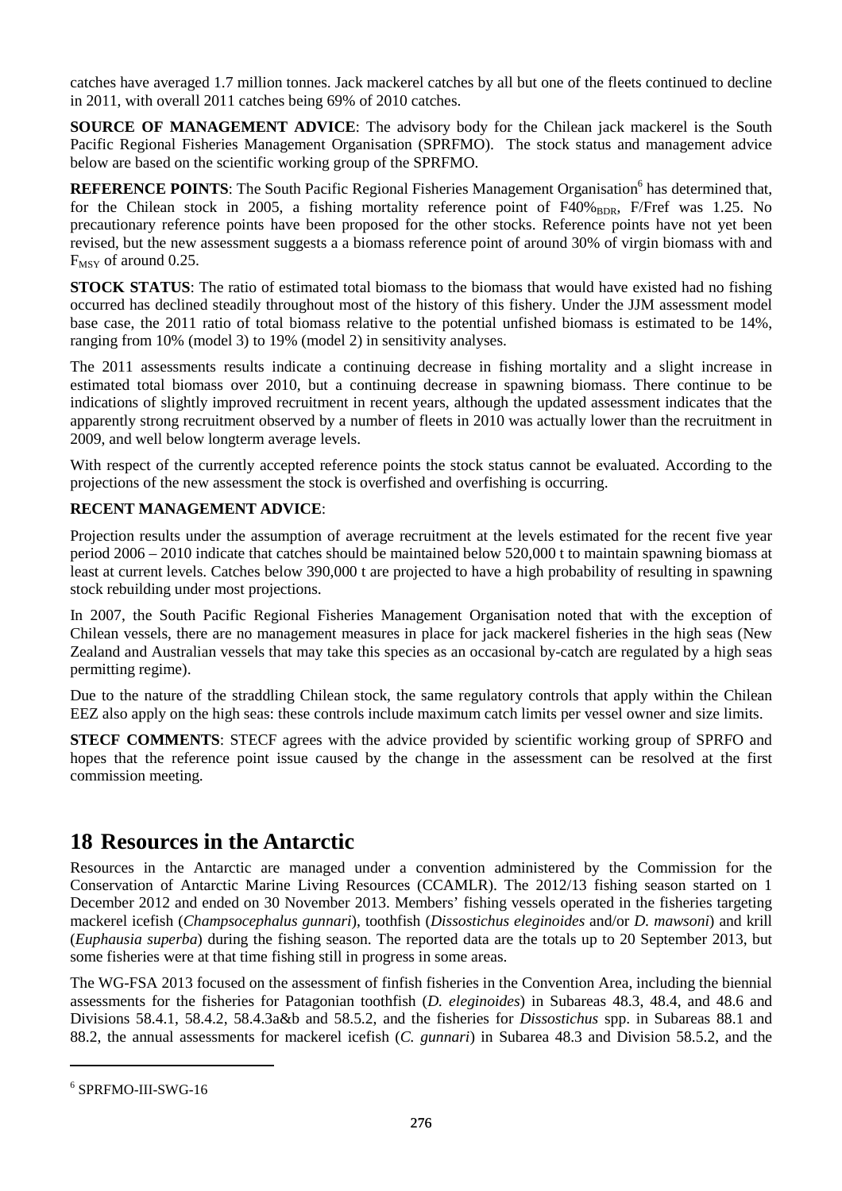catches have averaged 1.7 million tonnes. Jack mackerel catches by all but one of the fleets continued to decline in 2011, with overall 2011 catches being 69% of 2010 catches.

**SOURCE OF MANAGEMENT ADVICE**: The advisory body for the Chilean jack mackerel is the South Pacific Regional Fisheries Management Organisation (SPRFMO). The stock status and management advice below are based on the scientific working group of the SPRFMO.

**REFERENCE POINTS**: The South Pacific Regional Fisheries Management Organisation[6] has determined that, for the Chilean stock in 2005, a fishing mortality reference point of $F40\%_{BDR}$, F/Fref was 1.25. No precautionary reference points have been proposed for the other stocks. Reference points have not yet been revised, but the new assessment suggests a a biomass reference point of around 30% of virgin biomass with and $F_{MSY}$ of around 0.25.

**STOCK STATUS**: The ratio of estimated total biomass to the biomass that would have existed had no fishing occurred has declined steadily throughout most of the history of this fishery. Under the JJM assessment model base case, the 2011 ratio of total biomass relative to the potential unfished biomass is estimated to be 14%, ranging from 10% (model 3) to 19% (model 2) in sensitivity analyses.

The 2011 assessments results indicate a continuing decrease in fishing mortality and a slight increase in estimated total biomass over 2010, but a continuing decrease in spawning biomass. There continue to be indications of slightly improved recruitment in recent years, although the updated assessment indicates that the apparently strong recruitment observed by a number of fleets in 2010 was actually lower than the recruitment in 2009, and well below longterm average levels.

With respect of the currently accepted reference points the stock status cannot be evaluated. According to the projections of the new assessment the stock is overfished and overfishing is occurring.

**RECENT MANAGEMENT ADVICE**:

Projection results under the assumption of average recruitment at the levels estimated for the recent five year period 2006 – 2010 indicate that catches should be maintained below 520,000 t to maintain spawning biomass at least at current levels. Catches below 390,000 t are projected to have a high probability of resulting in spawning stock rebuilding under most projections.

In 2007, the South Pacific Regional Fisheries Management Organisation noted that with the exception of Chilean vessels, there are no management measures in place for jack mackerel fisheries in the high seas (New Zealand and Australian vessels that may take this species as an occasional by-catch are regulated by a high seas permitting regime).

Due to the nature of the straddling Chilean stock, the same regulatory controls that apply within the Chilean EEZ also apply on the high seas: these controls include maximum catch limits per vessel owner and size limits.

**STECF COMMENTS**: STECF agrees with the advice provided by scientific working group of SPRFO and hopes that the reference point issue caused by the change in the assessment can be resolved at the first commission meeting.

# 18 Resources in the Antarctic

Resources in the Antarctic are managed under a convention administered by the Commission for the Conservation of Antarctic Marine Living Resources (CCAMLR). The 2012/13 fishing season started on 1 December 2012 and ended on 30 November 2013. Members' fishing vessels operated in the fisheries targeting mackerel icefish (*Champsocephalus gunnari*), toothfish (*Dissostichus eleginoides* and/or *D. mawsoni*) and krill (*Euphausia superba*) during the fishing season. The reported data are the totals up to 20 September 2013, but some fisheries were at that time fishing still in progress in some areas.

The WG-FSA 2013 focused on the assessment of finfish fisheries in the Convention Area, including the biennial assessments for the fisheries for Patagonian toothfish (*D. eleginoides*) in Subareas 48.3, 48.4, and 48.6 and Divisions 58.4.1, 58.4.2, 58.4.3a&b and 58.5.2, and the fisheries for *Dissostichus* spp. in Subareas 88.1 and 88.2, the annual assessments for mackerel icefish (*C. gunnari*) in Subarea 48.3 and Division 58.5.2, and the

[6] SPRFMO-III-SWG-16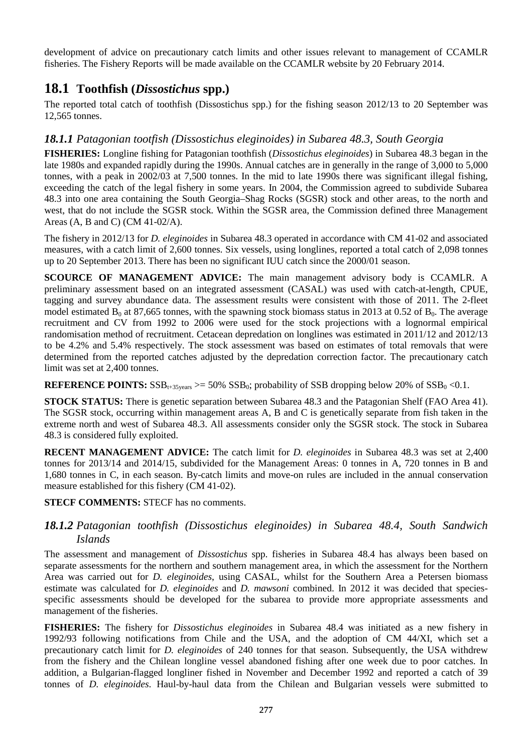development of advice on precautionary catch limits and other issues relevant to management of CCAMLR fisheries. The Fishery Reports will be made available on the CCAMLR website by 20 February 2014.

## 18.1 Toothfish (*Dissostichus* spp.)

The reported total catch of toothfish (Dissostichus spp.) for the fishing season 2012/13 to 20 September was 12,565 tonnes.

### *18.1.1 Patagonian tootfish (Dissostichus eleginoides) in Subarea 48.3, South Georgia*

**FISHERIES:** Longline fishing for Patagonian toothfish (*Dissostichus eleginoides*) in Subarea 48.3 began in the late 1980s and expanded rapidly during the 1990s. Annual catches are in generally in the range of 3,000 to 5,000 tonnes, with a peak in 2002/03 at 7,500 tonnes. In the mid to late 1990s there was significant illegal fishing, exceeding the catch of the legal fishery in some years. In 2004, the Commission agreed to subdivide Subarea 48.3 into one area containing the South Georgia–Shag Rocks (SGSR) stock and other areas, to the north and west, that do not include the SGSR stock. Within the SGSR area, the Commission defined three Management Areas (A, B and C) (CM 41-02/A).

The fishery in 2012/13 for *D. eleginoides* in Subarea 48.3 operated in accordance with CM 41-02 and associated measures, with a catch limit of 2,600 tonnes. Six vessels, using longlines, reported a total catch of 2,098 tonnes up to 20 September 2013. There has been no significant IUU catch since the 2000/01 season.

**SCOURCE OF MANAGEMENT ADVICE:** The main management advisory body is CCAMLR. A preliminary assessment based on an integrated assessment (CASAL) was used with catch-at-length, CPUE, tagging and survey abundance data. The assessment results were consistent with those of 2011. The 2-fleet model estimated $B_0$ at 87,665 tonnes, with the spawning stock biomass status in 2013 at 0.52 of $B_0$. The average recruitment and CV from 1992 to 2006 were used for the stock projections with a lognormal empirical randomisation method of recruitment. Cetacean depredation on longlines was estimated in 2011/12 and 2012/13 to be 4.2% and 5.4% respectively. The stock assessment was based on estimates of total removals that were determined from the reported catches adjusted by the depredation correction factor. The precautionary catch limit was set at 2,400 tonnes.

**REFERENCE POINTS:** $SSB_{t+35years} >= 50\% \ SSB_0$; probability of SSB dropping below 20% of $SSB_0 < 0.1$.

**STOCK STATUS:** There is genetic separation between Subarea 48.3 and the Patagonian Shelf (FAO Area 41). The SGSR stock, occurring within management areas A, B and C is genetically separate from fish taken in the extreme north and west of Subarea 48.3. All assessments consider only the SGSR stock. The stock in Subarea 48.3 is considered fully exploited.

**RECENT MANAGEMENT ADVICE:** The catch limit for *D. eleginoides* in Subarea 48.3 was set at 2,400 tonnes for 2013/14 and 2014/15, subdivided for the Management Areas: 0 tonnes in A, 720 tonnes in B and 1,680 tonnes in C, in each season. By-catch limits and move-on rules are included in the annual conservation measure established for this fishery (CM 41-02).

**STECF COMMENTS:** STECF has no comments.

### *18.1.2 Patagonian toothfish (Dissostichus eleginoides) in Subarea 48.4, South Sandwich Islands*

The assessment and management of *Dissostichus* spp. fisheries in Subarea 48.4 has always been based on separate assessments for the northern and southern management area, in which the assessment for the Northern Area was carried out for *D. eleginoides*, using CASAL, whilst for the Southern Area a Petersen biomass estimate was calculated for *D. eleginoides* and *D. mawsoni* combined. In 2012 it was decided that species-specific assessments should be developed for the subarea to provide more appropriate assessments and management of the fisheries.

**FISHERIES:** The fishery for *Dissostichus eleginoides* in Subarea 48.4 was initiated as a new fishery in 1992/93 following notifications from Chile and the USA, and the adoption of CM 44/XI, which set a precautionary catch limit for *D. eleginoides* of 240 tonnes for that season. Subsequently, the USA withdrew from the fishery and the Chilean longline vessel abandoned fishing after one week due to poor catches. In addition, a Bulgarian-flagged longliner fished in November and December 1992 and reported a catch of 39 tonnes of *D. eleginoides*. Haul-by-haul data from the Chilean and Bulgarian vessels were submitted to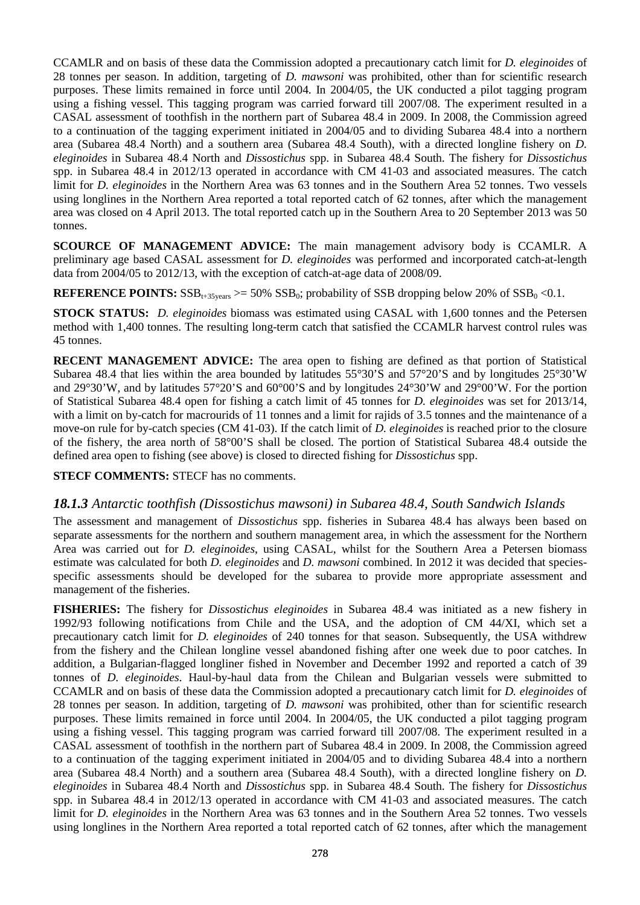CCAMLR and on basis of these data the Commission adopted a precautionary catch limit for *D. eleginoides* of 28 tonnes per season. In addition, targeting of *D. mawsoni* was prohibited, other than for scientific research purposes. These limits remained in force until 2004. In 2004/05, the UK conducted a pilot tagging program using a fishing vessel. This tagging program was carried forward till 2007/08. The experiment resulted in a CASAL assessment of toothfish in the northern part of Subarea 48.4 in 2009. In 2008, the Commission agreed to a continuation of the tagging experiment initiated in 2004/05 and to dividing Subarea 48.4 into a northern area (Subarea 48.4 North) and a southern area (Subarea 48.4 South), with a directed longline fishery on *D. eleginoides* in Subarea 48.4 North and *Dissostichus* spp. in Subarea 48.4 South. The fishery for *Dissostichus* spp. in Subarea 48.4 in 2012/13 operated in accordance with CM 41-03 and associated measures. The catch limit for *D. eleginoides* in the Northern Area was 63 tonnes and in the Southern Area 52 tonnes. Two vessels using longlines in the Northern Area reported a total reported catch of 62 tonnes, after which the management area was closed on 4 April 2013. The total reported catch up in the Southern Area to 20 September 2013 was 50 tonnes.

**SCOURCE OF MANAGEMENT ADVICE:** The main management advisory body is CCAMLR. A preliminary age based CASAL assessment for *D. eleginoides* was performed and incorporated catch-at-length data from 2004/05 to 2012/13, with the exception of catch-at-age data of 2008/09.

**REFERENCE POINTS:** $SSB_{t+35years}$ >= 50% $SSB_0$; probability of SSB dropping below 20% of $SSB_0$ <0.1.

**STOCK STATUS:** *D. eleginoides* biomass was estimated using CASAL with 1,600 tonnes and the Petersen method with 1,400 tonnes. The resulting long-term catch that satisfied the CCAMLR harvest control rules was 45 tonnes.

**RECENT MANAGEMENT ADVICE:** The area open to fishing are defined as that portion of Statistical Subarea 48.4 that lies within the area bounded by latitudes 55°30'S and 57°20'S and by longitudes 25°30'W and 29°30'W, and by latitudes 57°20'S and 60°00'S and by longitudes 24°30'W and 29°00'W. For the portion of Statistical Subarea 48.4 open for fishing a catch limit of 45 tonnes for *D. eleginoides* was set for 2013/14, with a limit on by-catch for macrourids of 11 tonnes and a limit for rajids of 3.5 tonnes and the maintenance of a move-on rule for by-catch species (CM 41-03). If the catch limit of *D. eleginoides* is reached prior to the closure of the fishery, the area north of 58°00'S shall be closed. The portion of Statistical Subarea 48.4 outside the defined area open to fishing (see above) is closed to directed fishing for *Dissostichus* spp.

**STECF COMMENTS:** STECF has no comments.

### *18.1.3 Antarctic toothfish (Dissostichus mawsoni) in Subarea 48.4, South Sandwich Islands*

The assessment and management of *Dissostichus* spp. fisheries in Subarea 48.4 has always been based on separate assessments for the northern and southern management area, in which the assessment for the Northern Area was carried out for *D. eleginoides*, using CASAL, whilst for the Southern Area a Petersen biomass estimate was calculated for both *D. eleginoides* and *D. mawsoni* combined. In 2012 it was decided that species-specific assessments should be developed for the subarea to provide more appropriate assessment and management of the fisheries.

**FISHERIES:** The fishery for *Dissostichus eleginoides* in Subarea 48.4 was initiated as a new fishery in 1992/93 following notifications from Chile and the USA, and the adoption of CM 44/XI, which set a precautionary catch limit for *D. eleginoides* of 240 tonnes for that season. Subsequently, the USA withdrew from the fishery and the Chilean longline vessel abandoned fishing after one week due to poor catches. In addition, a Bulgarian-flagged longliner fished in November and December 1992 and reported a catch of 39 tonnes of *D. eleginoides*. Haul-by-haul data from the Chilean and Bulgarian vessels were submitted to CCAMLR and on basis of these data the Commission adopted a precautionary catch limit for *D. eleginoides* of 28 tonnes per season. In addition, targeting of *D. mawsoni* was prohibited, other than for scientific research purposes. These limits remained in force until 2004. In 2004/05, the UK conducted a pilot tagging program using a fishing vessel. This tagging program was carried forward till 2007/08. The experiment resulted in a CASAL assessment of toothfish in the northern part of Subarea 48.4 in 2009. In 2008, the Commission agreed to a continuation of the tagging experiment initiated in 2004/05 and to dividing Subarea 48.4 into a northern area (Subarea 48.4 North) and a southern area (Subarea 48.4 South), with a directed longline fishery on *D. eleginoides* in Subarea 48.4 North and *Dissostichus* spp. in Subarea 48.4 South. The fishery for *Dissostichus* spp. in Subarea 48.4 in 2012/13 operated in accordance with CM 41-03 and associated measures. The catch limit for *D. eleginoides* in the Northern Area was 63 tonnes and in the Southern Area 52 tonnes. Two vessels using longlines in the Northern Area reported a total reported catch of 62 tonnes, after which the management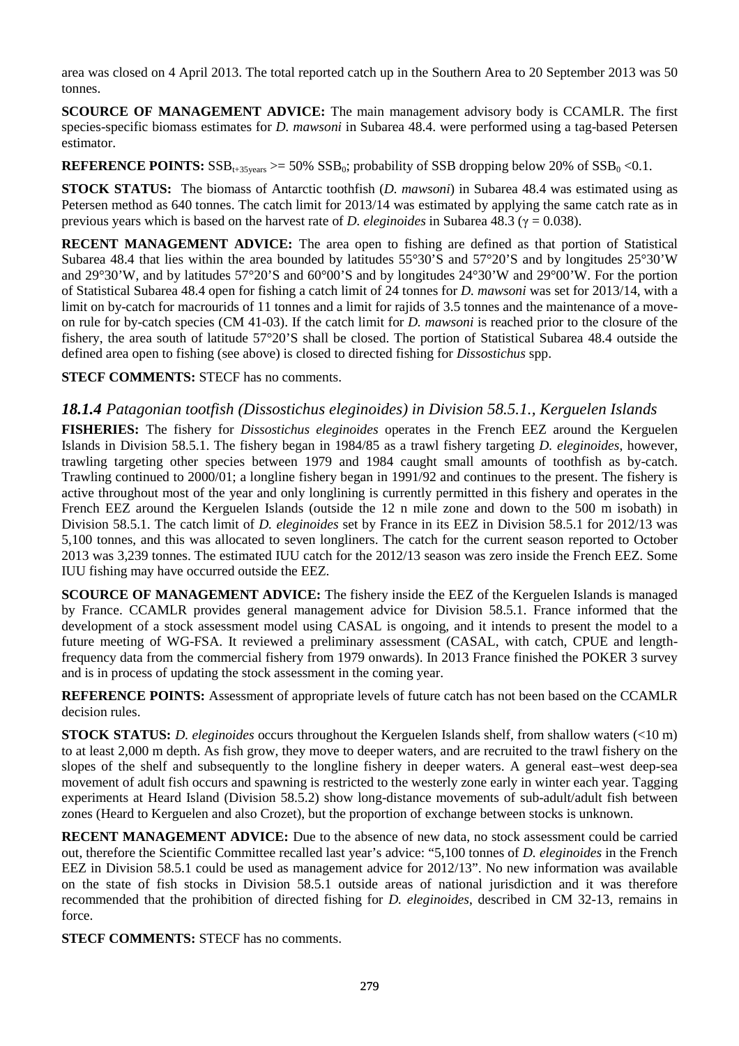area was closed on 4 April 2013. The total reported catch up in the Southern Area to 20 September 2013 was 50 tonnes.

**SCOURCE OF MANAGEMENT ADVICE:** The main management advisory body is CCAMLR. The first species-specific biomass estimates for *D. mawsoni* in Subarea 48.4. were performed using a tag-based Petersen estimator.

**REFERENCE POINTS:** $SSB_{t+35years}$ >= 50% $SSB_0$; probability of SSB dropping below 20% of $SSB_0$ <0.1.

**STOCK STATUS:** The biomass of Antarctic toothfish (*D. mawsoni*) in Subarea 48.4 was estimated using as Petersen method as 640 tonnes. The catch limit for 2013/14 was estimated by applying the same catch rate as in previous years which is based on the harvest rate of *D. eleginoides* in Subarea 48.3 ($\gamma = 0.038$).

**RECENT MANAGEMENT ADVICE:** The area open to fishing are defined as that portion of Statistical Subarea 48.4 that lies within the area bounded by latitudes 55°30'S and 57°20'S and by longitudes 25°30'W and 29°30'W, and by latitudes 57°20'S and 60°00'S and by longitudes 24°30'W and 29°00'W. For the portion of Statistical Subarea 48.4 open for fishing a catch limit of 24 tonnes for *D. mawsoni* was set for 2013/14, with a limit on by-catch for macrourids of 11 tonnes and a limit for rajids of 3.5 tonnes and the maintenance of a move-on rule for by-catch species (CM 41-03). If the catch limit for *D. mawsoni* is reached prior to the closure of the fishery, the area south of latitude 57°20'S shall be closed. The portion of Statistical Subarea 48.4 outside the defined area open to fishing (see above) is closed to directed fishing for *Dissostichus* spp.

**STECF COMMENTS:** STECF has no comments.

### *18.1.4 Patagonian tootfish (Dissostichus eleginoides) in Division 58.5.1., Kerguelen Islands*

**FISHERIES:** The fishery for *Dissostichus eleginoides* operates in the French EEZ around the Kerguelen Islands in Division 58.5.1. The fishery began in 1984/85 as a trawl fishery targeting *D. eleginoides*, however, trawling targeting other species between 1979 and 1984 caught small amounts of toothfish as by-catch. Trawling continued to 2000/01; a longline fishery began in 1991/92 and continues to the present. The fishery is active throughout most of the year and only longlining is currently permitted in this fishery and operates in the French EEZ around the Kerguelen Islands (outside the 12 n mile zone and down to the 500 m isobath) in Division 58.5.1. The catch limit of *D. eleginoides* set by France in its EEZ in Division 58.5.1 for 2012/13 was 5,100 tonnes, and this was allocated to seven longliners. The catch for the current season reported to October 2013 was 3,239 tonnes. The estimated IUU catch for the 2012/13 season was zero inside the French EEZ. Some IUU fishing may have occurred outside the EEZ.

**SCOURCE OF MANAGEMENT ADVICE:** The fishery inside the EEZ of the Kerguelen Islands is managed by France. CCAMLR provides general management advice for Division 58.5.1. France informed that the development of a stock assessment model using CASAL is ongoing, and it intends to present the model to a future meeting of WG-FSA. It reviewed a preliminary assessment (CASAL, with catch, CPUE and length-frequency data from the commercial fishery from 1979 onwards). In 2013 France finished the POKER 3 survey and is in process of updating the stock assessment in the coming year.

**REFERENCE POINTS:** Assessment of appropriate levels of future catch has not been based on the CCAMLR decision rules.

**STOCK STATUS:** *D. eleginoides* occurs throughout the Kerguelen Islands shelf, from shallow waters (<10 m) to at least 2,000 m depth. As fish grow, they move to deeper waters, and are recruited to the trawl fishery on the slopes of the shelf and subsequently to the longline fishery in deeper waters. A general east–west deep-sea movement of adult fish occurs and spawning is restricted to the westerly zone early in winter each year. Tagging experiments at Heard Island (Division 58.5.2) show long-distance movements of sub-adult/adult fish between zones (Heard to Kerguelen and also Crozet), but the proportion of exchange between stocks is unknown.

**RECENT MANAGEMENT ADVICE:** Due to the absence of new data, no stock assessment could be carried out, therefore the Scientific Committee recalled last year's advice: "5,100 tonnes of *D. eleginoides* in the French EEZ in Division 58.5.1 could be used as management advice for 2012/13". No new information was available on the state of fish stocks in Division 58.5.1 outside areas of national jurisdiction and it was therefore recommended that the prohibition of directed fishing for *D. eleginoides*, described in CM 32-13, remains in force.

**STECF COMMENTS:** STECF has no comments.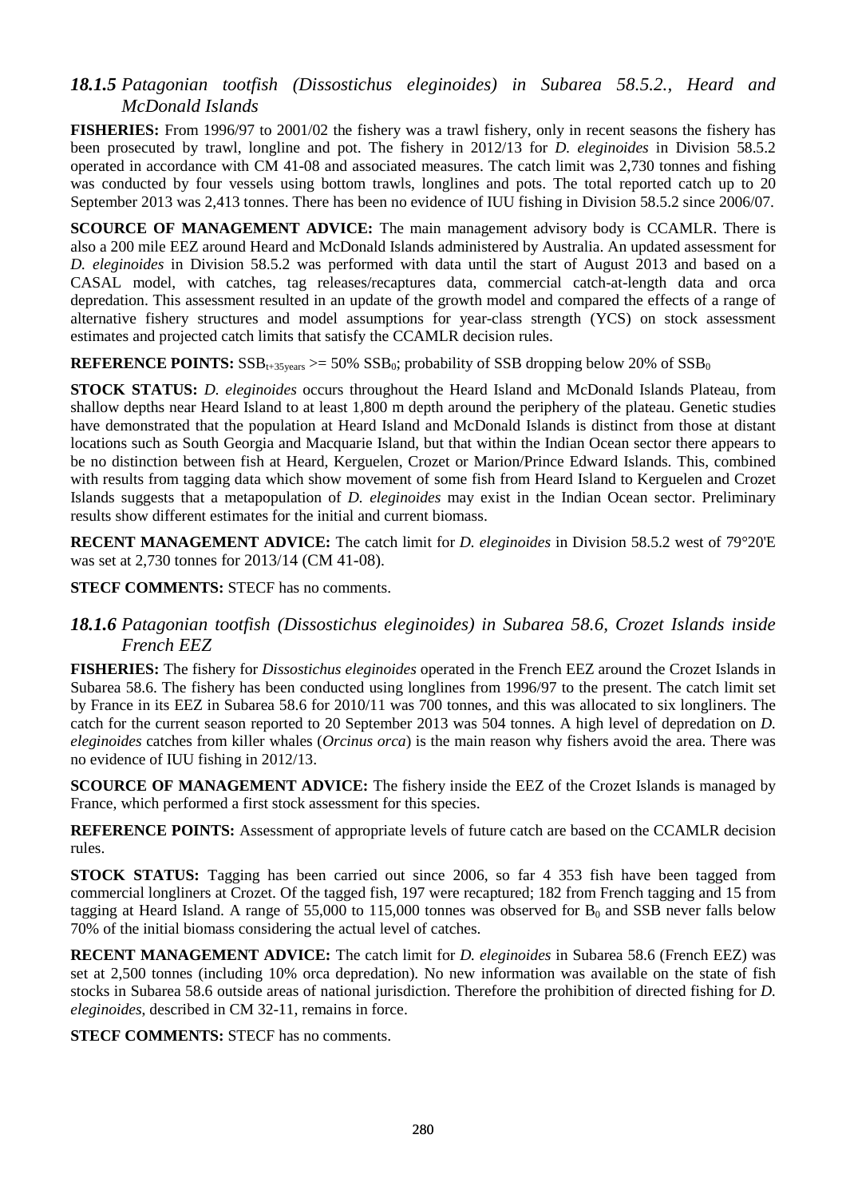### *18.1.5 Patagonian tootfish (Dissostichus eleginoides) in Subarea 58.5.2., Heard and McDonald Islands*

**FISHERIES:** From 1996/97 to 2001/02 the fishery was a trawl fishery, only in recent seasons the fishery has been prosecuted by trawl, longline and pot. The fishery in 2012/13 for *D. eleginoides* in Division 58.5.2 operated in accordance with CM 41-08 and associated measures. The catch limit was 2,730 tonnes and fishing was conducted by four vessels using bottom trawls, longlines and pots. The total reported catch up to 20 September 2013 was 2,413 tonnes. There has been no evidence of IUU fishing in Division 58.5.2 since 2006/07.

**SCOURCE OF MANAGEMENT ADVICE:** The main management advisory body is CCAMLR. There is also a 200 mile EEZ around Heard and McDonald Islands administered by Australia. An updated assessment for *D. eleginoides* in Division 58.5.2 was performed with data until the start of August 2013 and based on a CASAL model, with catches, tag releases/recaptures data, commercial catch-at-length data and orca depredation. This assessment resulted in an update of the growth model and compared the effects of a range of alternative fishery structures and model assumptions for year-class strength (YCS) on stock assessment estimates and projected catch limits that satisfy the CCAMLR decision rules.

**REFERENCE POINTS:** $SSB_{t+35years}$ >= 50% $SSB_0$; probability of SSB dropping below 20% of $SSB_0$

**STOCK STATUS:** *D. eleginoides* occurs throughout the Heard Island and McDonald Islands Plateau, from shallow depths near Heard Island to at least 1,800 m depth around the periphery of the plateau. Genetic studies have demonstrated that the population at Heard Island and McDonald Islands is distinct from those at distant locations such as South Georgia and Macquarie Island, but that within the Indian Ocean sector there appears to be no distinction between fish at Heard, Kerguelen, Crozet or Marion/Prince Edward Islands. This, combined with results from tagging data which show movement of some fish from Heard Island to Kerguelen and Crozet Islands suggests that a metapopulation of *D. eleginoides* may exist in the Indian Ocean sector. Preliminary results show different estimates for the initial and current biomass.

**RECENT MANAGEMENT ADVICE:** The catch limit for *D. eleginoides* in Division 58.5.2 west of 79°20'E was set at 2,730 tonnes for 2013/14 (CM 41-08).

**STECF COMMENTS:** STECF has no comments.

### *18.1.6 Patagonian tootfish (Dissostichus eleginoides) in Subarea 58.6, Crozet Islands inside French EEZ*

**FISHERIES:** The fishery for *Dissostichus eleginoides* operated in the French EEZ around the Crozet Islands in Subarea 58.6. The fishery has been conducted using longlines from 1996/97 to the present. The catch limit set by France in its EEZ in Subarea 58.6 for 2010/11 was 700 tonnes, and this was allocated to six longliners. The catch for the current season reported to 20 September 2013 was 504 tonnes. A high level of depredation on *D. eleginoides* catches from killer whales (*Orcinus orca*) is the main reason why fishers avoid the area. There was no evidence of IUU fishing in 2012/13.

**SCOURCE OF MANAGEMENT ADVICE:** The fishery inside the EEZ of the Crozet Islands is managed by France, which performed a first stock assessment for this species.

**REFERENCE POINTS:** Assessment of appropriate levels of future catch are based on the CCAMLR decision rules.

**STOCK STATUS:** Tagging has been carried out since 2006, so far 4 353 fish have been tagged from commercial longliners at Crozet. Of the tagged fish, 197 were recaptured; 182 from French tagging and 15 from tagging at Heard Island. A range of 55,000 to 115,000 tonnes was observed for $B_0$ and SSB never falls below 70% of the initial biomass considering the actual level of catches.

**RECENT MANAGEMENT ADVICE:** The catch limit for *D. eleginoides* in Subarea 58.6 (French EEZ) was set at 2,500 tonnes (including 10% orca depredation). No new information was available on the state of fish stocks in Subarea 58.6 outside areas of national jurisdiction. Therefore the prohibition of directed fishing for *D. eleginoides*, described in CM 32-11, remains in force.

**STECF COMMENTS:** STECF has no comments.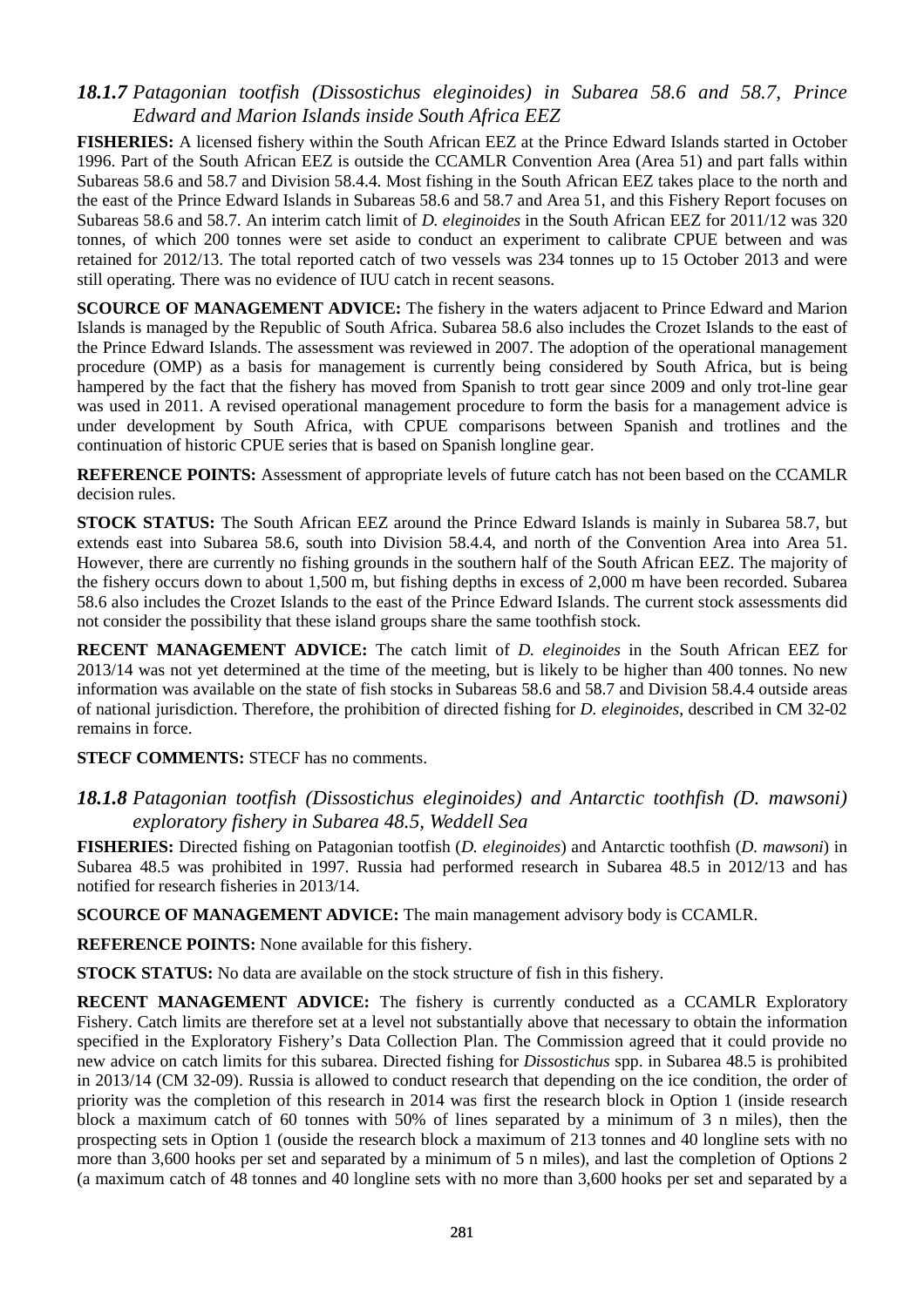### *18.1.7 Patagonian tootfish (Dissostichus eleginoides) in Subarea 58.6 and 58.7, Prince Edward and Marion Islands inside South Africa EEZ*

**FISHERIES:** A licensed fishery within the South African EEZ at the Prince Edward Islands started in October 1996. Part of the South African EEZ is outside the CCAMLR Convention Area (Area 51) and part falls within Subareas 58.6 and 58.7 and Division 58.4.4. Most fishing in the South African EEZ takes place to the north and the east of the Prince Edward Islands in Subareas 58.6 and 58.7 and Area 51, and this Fishery Report focuses on Subareas 58.6 and 58.7. An interim catch limit of *D. eleginoides* in the South African EEZ for 2011/12 was 320 tonnes, of which 200 tonnes were set aside to conduct an experiment to calibrate CPUE between and was retained for 2012/13. The total reported catch of two vessels was 234 tonnes up to 15 October 2013 and were still operating. There was no evidence of IUU catch in recent seasons.

**SCOURCE OF MANAGEMENT ADVICE:** The fishery in the waters adjacent to Prince Edward and Marion Islands is managed by the Republic of South Africa. Subarea 58.6 also includes the Crozet Islands to the east of the Prince Edward Islands. The assessment was reviewed in 2007. The adoption of the operational management procedure (OMP) as a basis for management is currently being considered by South Africa, but is being hampered by the fact that the fishery has moved from Spanish to trott gear since 2009 and only trot-line gear was used in 2011. A revised operational management procedure to form the basis for a management advice is under development by South Africa, with CPUE comparisons between Spanish and trotlines and the continuation of historic CPUE series that is based on Spanish longline gear.

**REFERENCE POINTS:** Assessment of appropriate levels of future catch has not been based on the CCAMLR decision rules.

**STOCK STATUS:** The South African EEZ around the Prince Edward Islands is mainly in Subarea 58.7, but extends east into Subarea 58.6, south into Division 58.4.4, and north of the Convention Area into Area 51. However, there are currently no fishing grounds in the southern half of the South African EEZ. The majority of the fishery occurs down to about 1,500 m, but fishing depths in excess of 2,000 m have been recorded. Subarea 58.6 also includes the Crozet Islands to the east of the Prince Edward Islands. The current stock assessments did not consider the possibility that these island groups share the same toothfish stock.

**RECENT MANAGEMENT ADVICE:** The catch limit of *D. eleginoides* in the South African EEZ for 2013/14 was not yet determined at the time of the meeting, but is likely to be higher than 400 tonnes. No new information was available on the state of fish stocks in Subareas 58.6 and 58.7 and Division 58.4.4 outside areas of national jurisdiction. Therefore, the prohibition of directed fishing for *D. eleginoides*, described in CM 32-02 remains in force.

**STECF COMMENTS:** STECF has no comments.

### *18.1.8 Patagonian tootfish (Dissostichus eleginoides) and Antarctic toothfish (D. mawsoni) exploratory fishery in Subarea 48.5, Weddell Sea*

**FISHERIES:** Directed fishing on Patagonian tootfish (*D. eleginoides*) and Antarctic toothfish (*D. mawsoni*) in Subarea 48.5 was prohibited in 1997. Russia had performed research in Subarea 48.5 in 2012/13 and has notified for research fisheries in 2013/14.

**SCOURCE OF MANAGEMENT ADVICE:** The main management advisory body is CCAMLR.

**REFERENCE POINTS:** None available for this fishery.

**STOCK STATUS:** No data are available on the stock structure of fish in this fishery.

**RECENT MANAGEMENT ADVICE:** The fishery is currently conducted as a CCAMLR Exploratory Fishery. Catch limits are therefore set at a level not substantially above that necessary to obtain the information specified in the Exploratory Fishery's Data Collection Plan. The Commission agreed that it could provide no new advice on catch limits for this subarea. Directed fishing for *Dissostichus* spp. in Subarea 48.5 is prohibited in 2013/14 (CM 32-09). Russia is allowed to conduct research that depending on the ice condition, the order of priority was the completion of this research in 2014 was first the research block in Option 1 (inside research block a maximum catch of 60 tonnes with 50% of lines separated by a minimum of 3 n miles), then the prospecting sets in Option 1 (ouside the research block a maximum of 213 tonnes and 40 longline sets with no more than 3,600 hooks per set and separated by a minimum of 5 n miles), and last the completion of Options 2 (a maximum catch of 48 tonnes and 40 longline sets with no more than 3,600 hooks per set and separated by a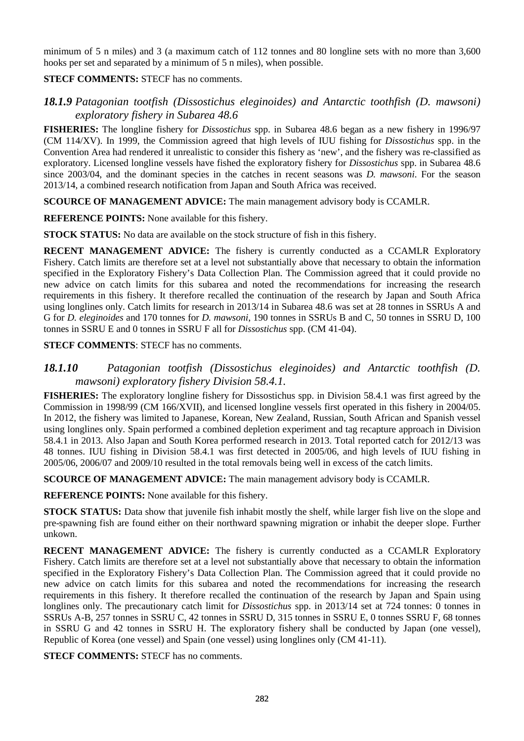minimum of 5 n miles) and 3 (a maximum catch of 112 tonnes and 80 longline sets with no more than 3,600 hooks per set and separated by a minimum of 5 n miles), when possible.

**STECF COMMENTS:** STECF has no comments.

### *18.1.9 Patagonian tootfish (Dissostichus eleginoides) and Antarctic toothfish (D. mawsoni) exploratory fishery in Subarea 48.6*

**FISHERIES:** The longline fishery for *Dissostichus* spp. in Subarea 48.6 began as a new fishery in 1996/97 (CM 114/XV). In 1999, the Commission agreed that high levels of IUU fishing for *Dissostichus* spp. in the Convention Area had rendered it unrealistic to consider this fishery as 'new', and the fishery was re-classified as exploratory. Licensed longline vessels have fished the exploratory fishery for *Dissostichus* spp. in Subarea 48.6 since 2003/04, and the dominant species in the catches in recent seasons was *D. mawsoni*. For the season 2013/14, a combined research notification from Japan and South Africa was received.

**SCOURCE OF MANAGEMENT ADVICE:** The main management advisory body is CCAMLR.

**REFERENCE POINTS:** None available for this fishery.

**STOCK STATUS:** No data are available on the stock structure of fish in this fishery.

**RECENT MANAGEMENT ADVICE:** The fishery is currently conducted as a CCAMLR Exploratory Fishery. Catch limits are therefore set at a level not substantially above that necessary to obtain the information specified in the Exploratory Fishery's Data Collection Plan. The Commission agreed that it could provide no new advice on catch limits for this subarea and noted the recommendations for increasing the research requirements in this fishery. It therefore recalled the continuation of the research by Japan and South Africa using longlines only. Catch limits for research in 2013/14 in Subarea 48.6 was set at 28 tonnes in SSRUs A and G for *D. eleginoides* and 170 tonnes for *D. mawsoni*, 190 tonnes in SSRUs B and C, 50 tonnes in SSRU D, 100 tonnes in SSRU E and 0 tonnes in SSRU F all for *Dissostichus* spp. (CM 41-04).

**STECF COMMENTS**: STECF has no comments.

### *18.1.10 Patagonian tootfish (Dissostichus eleginoides) and Antarctic toothfish (D. mawsoni) exploratory fishery Division 58.4.1.*

**FISHERIES:** The exploratory longline fishery for Dissostichus spp. in Division 58.4.1 was first agreed by the Commission in 1998/99 (CM 166/XVII), and licensed longline vessels first operated in this fishery in 2004/05. In 2012, the fishery was limited to Japanese, Korean, New Zealand, Russian, South African and Spanish vessel using longlines only. Spain performed a combined depletion experiment and tag recapture approach in Division 58.4.1 in 2013. Also Japan and South Korea performed research in 2013. Total reported catch for 2012/13 was 48 tonnes. IUU fishing in Division 58.4.1 was first detected in 2005/06, and high levels of IUU fishing in 2005/06, 2006/07 and 2009/10 resulted in the total removals being well in excess of the catch limits.

**SCOURCE OF MANAGEMENT ADVICE:** The main management advisory body is CCAMLR.

**REFERENCE POINTS:** None available for this fishery.

**STOCK STATUS:** Data show that juvenile fish inhabit mostly the shelf, while larger fish live on the slope and pre-spawning fish are found either on their northward spawning migration or inhabit the deeper slope. Further unkown.

**RECENT MANAGEMENT ADVICE:** The fishery is currently conducted as a CCAMLR Exploratory Fishery. Catch limits are therefore set at a level not substantially above that necessary to obtain the information specified in the Exploratory Fishery's Data Collection Plan. The Commission agreed that it could provide no new advice on catch limits for this subarea and noted the recommendations for increasing the research requirements in this fishery. It therefore recalled the continuation of the research by Japan and Spain using longlines only. The precautionary catch limit for *Dissostichus* spp. in 2013/14 set at 724 tonnes: 0 tonnes in SSRUs A-B, 257 tonnes in SSRU C, 42 tonnes in SSRU D, 315 tonnes in SSRU E, 0 tonnes SSRU F, 68 tonnes in SSRU G and 42 tonnes in SSRU H. The exploratory fishery shall be conducted by Japan (one vessel), Republic of Korea (one vessel) and Spain (one vessel) using longlines only (CM 41-11).

**STECF COMMENTS:** STECF has no comments.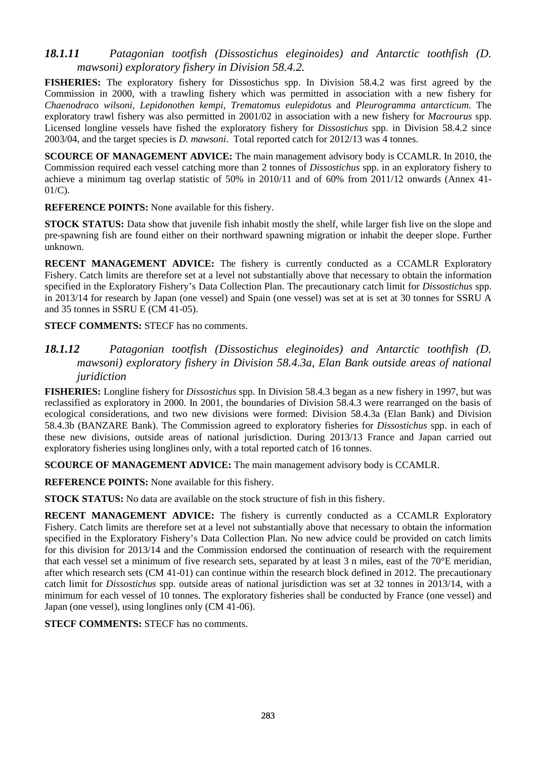### *18.1.11 Patagonian tootfish (Dissostichus eleginoides) and Antarctic toothfish (D. mawsoni) exploratory fishery in Division 58.4.2.*

**FISHERIES:** The exploratory fishery for Dissostichus spp. In Division 58.4.2 was first agreed by the Commission in 2000, with a trawling fishery which was permitted in association with a new fishery for *Chaenodraco wilsoni*, *Lepidonothen kempi, Trematomus eulepidotus* and *Pleurogramma antarcticum*. The exploratory trawl fishery was also permitted in 2001/02 in association with a new fishery for *Macrourus* spp. Licensed longline vessels have fished the exploratory fishery for *Dissostichus* spp. in Division 58.4.2 since 2003/04, and the target species is *D. mawsoni*. Total reported catch for 2012/13 was 4 tonnes.

**SCOURCE OF MANAGEMENT ADVICE:** The main management advisory body is CCAMLR. In 2010, the Commission required each vessel catching more than 2 tonnes of *Dissostichus* spp. in an exploratory fishery to achieve a minimum tag overlap statistic of 50% in 2010/11 and of 60% from 2011/12 onwards (Annex 41-01/C).

**REFERENCE POINTS:** None available for this fishery.

**STOCK STATUS:** Data show that juvenile fish inhabit mostly the shelf, while larger fish live on the slope and pre-spawning fish are found either on their northward spawning migration or inhabit the deeper slope. Further unknown.

**RECENT MANAGEMENT ADVICE:** The fishery is currently conducted as a CCAMLR Exploratory Fishery. Catch limits are therefore set at a level not substantially above that necessary to obtain the information specified in the Exploratory Fishery's Data Collection Plan. The precautionary catch limit for *Dissostichus* spp. in 2013/14 for research by Japan (one vessel) and Spain (one vessel) was set at is set at 30 tonnes for SSRU A and 35 tonnes in SSRU E (CM 41-05).

**STECF COMMENTS:** STECF has no comments.

### *18.1.12 Patagonian tootfish (Dissostichus eleginoides) and Antarctic toothfish (D. mawsoni) exploratory fishery in Division 58.4.3a, Elan Bank outside areas of national juridiction*

**FISHERIES:** Longline fishery for *Dissostichus* spp. In Division 58.4.3 began as a new fishery in 1997, but was reclassified as exploratory in 2000. In 2001, the boundaries of Division 58.4.3 were rearranged on the basis of ecological considerations, and two new divisions were formed: Division 58.4.3a (Elan Bank) and Division 58.4.3b (BANZARE Bank). The Commission agreed to exploratory fisheries for *Dissostichus* spp. in each of these new divisions, outside areas of national jurisdiction. During 2013/13 France and Japan carried out exploratory fisheries using longlines only, with a total reported catch of 16 tonnes.

**SCOURCE OF MANAGEMENT ADVICE:** The main management advisory body is CCAMLR.

**REFERENCE POINTS:** None available for this fishery.

**STOCK STATUS:** No data are available on the stock structure of fish in this fishery.

**RECENT MANAGEMENT ADVICE:** The fishery is currently conducted as a CCAMLR Exploratory Fishery. Catch limits are therefore set at a level not substantially above that necessary to obtain the information specified in the Exploratory Fishery's Data Collection Plan. No new advice could be provided on catch limits for this division for 2013/14 and the Commission endorsed the continuation of research with the requirement that each vessel set a minimum of five research sets, separated by at least 3 n miles, east of the 70°E meridian, after which research sets (CM 41-01) can continue within the research block defined in 2012. The precautionary catch limit for *Dissostichus* spp. outside areas of national jurisdiction was set at 32 tonnes in 2013/14, with a minimum for each vessel of 10 tonnes. The exploratory fisheries shall be conducted by France (one vessel) and Japan (one vessel), using longlines only (CM 41-06).

**STECF COMMENTS:** STECF has no comments.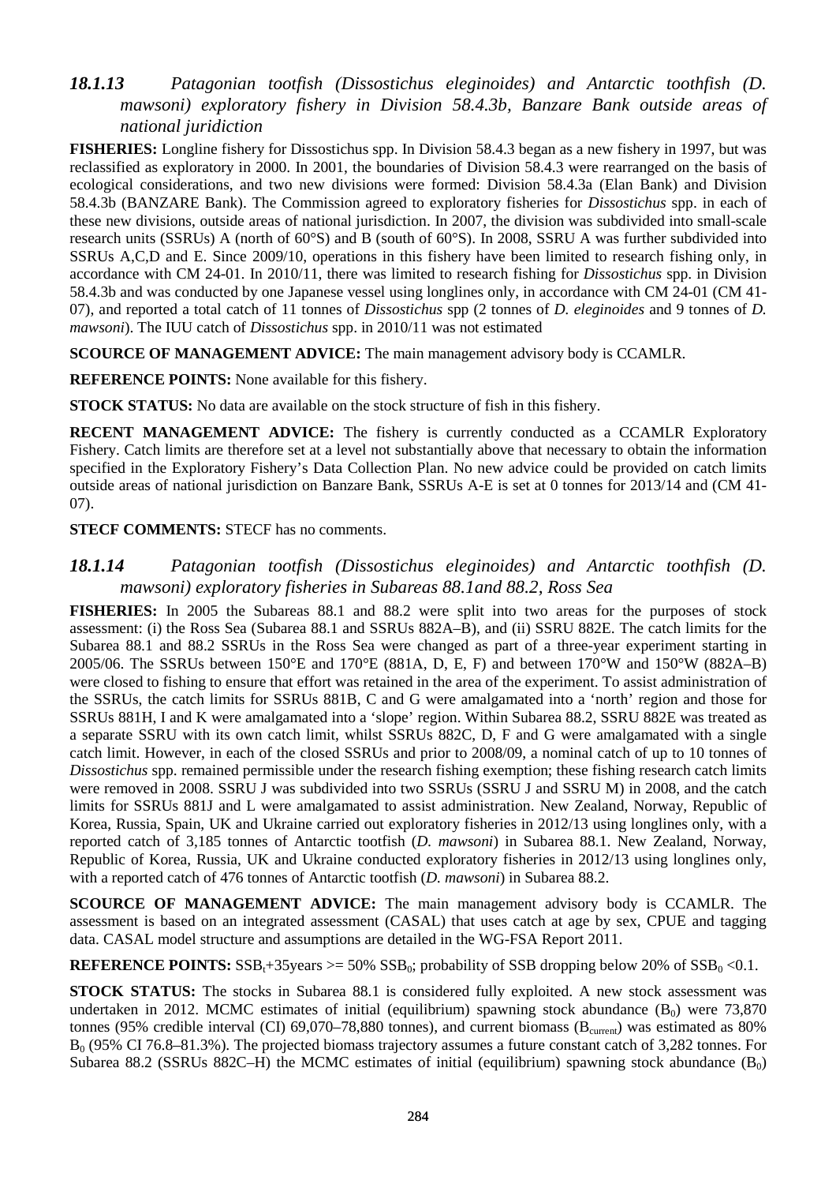### *18.1.13 Patagonian tootfish (Dissostichus eleginoides) and Antarctic toothfish (D. mawsoni) exploratory fishery in Division 58.4.3b, Banzare Bank outside areas of national juridiction*

**FISHERIES:** Longline fishery for Dissostichus spp. In Division 58.4.3 began as a new fishery in 1997, but was reclassified as exploratory in 2000. In 2001, the boundaries of Division 58.4.3 were rearranged on the basis of ecological considerations, and two new divisions were formed: Division 58.4.3a (Elan Bank) and Division 58.4.3b (BANZARE Bank). The Commission agreed to exploratory fisheries for *Dissostichus* spp. in each of these new divisions, outside areas of national jurisdiction. In 2007, the division was subdivided into small-scale research units (SSRUs) A (north of 60°S) and B (south of 60°S). In 2008, SSRU A was further subdivided into SSRUs A,C,D and E. Since 2009/10, operations in this fishery have been limited to research fishing only, in accordance with CM 24-01. In 2010/11, there was limited to research fishing for *Dissostichus* spp. in Division 58.4.3b and was conducted by one Japanese vessel using longlines only, in accordance with CM 24-01 (CM 41-07), and reported a total catch of 11 tonnes of *Dissostichus* spp (2 tonnes of *D. eleginoides* and 9 tonnes of *D. mawsoni*). The IUU catch of *Dissostichus* spp. in 2010/11 was not estimated

**SCOURCE OF MANAGEMENT ADVICE:** The main management advisory body is CCAMLR.

**REFERENCE POINTS:** None available for this fishery.

**STOCK STATUS:** No data are available on the stock structure of fish in this fishery.

**RECENT MANAGEMENT ADVICE:** The fishery is currently conducted as a CCAMLR Exploratory Fishery. Catch limits are therefore set at a level not substantially above that necessary to obtain the information specified in the Exploratory Fishery's Data Collection Plan. No new advice could be provided on catch limits outside areas of national jurisdiction on Banzare Bank, SSRUs A-E is set at 0 tonnes for 2013/14 and (CM 41-07).

**STECF COMMENTS:** STECF has no comments.

### *18.1.14 Patagonian tootfish (Dissostichus eleginoides) and Antarctic toothfish (D. mawsoni) exploratory fisheries in Subareas 88.1and 88.2, Ross Sea*

**FISHERIES:** In 2005 the Subareas 88.1 and 88.2 were split into two areas for the purposes of stock assessment: (i) the Ross Sea (Subarea 88.1 and SSRUs 882A–B), and (ii) SSRU 882E. The catch limits for the Subarea 88.1 and 88.2 SSRUs in the Ross Sea were changed as part of a three-year experiment starting in 2005/06. The SSRUs between 150°E and 170°E (881A, D, E, F) and between 170°W and 150°W (882A–B) were closed to fishing to ensure that effort was retained in the area of the experiment. To assist administration of the SSRUs, the catch limits for SSRUs 881B, C and G were amalgamated into a 'north' region and those for SSRUs 881H, I and K were amalgamated into a 'slope' region. Within Subarea 88.2, SSRU 882E was treated as a separate SSRU with its own catch limit, whilst SSRUs 882C, D, F and G were amalgamated with a single catch limit. However, in each of the closed SSRUs and prior to 2008/09, a nominal catch of up to 10 tonnes of *Dissostichus* spp. remained permissible under the research fishing exemption; these fishing research catch limits were removed in 2008. SSRU J was subdivided into two SSRUs (SSRU J and SSRU M) in 2008, and the catch limits for SSRUs 881J and L were amalgamated to assist administration. New Zealand, Norway, Republic of Korea, Russia, Spain, UK and Ukraine carried out exploratory fisheries in 2012/13 using longlines only, with a reported catch of 3,185 tonnes of Antarctic tootfish (*D. mawsoni*) in Subarea 88.1. New Zealand, Norway, Republic of Korea, Russia, UK and Ukraine conducted exploratory fisheries in 2012/13 using longlines only, with a reported catch of 476 tonnes of Antarctic tootfish (*D. mawsoni*) in Subarea 88.2.

**SCOURCE OF MANAGEMENT ADVICE:** The main management advisory body is CCAMLR. The assessment is based on an integrated assessment (CASAL) that uses catch at age by sex, CPUE and tagging data. CASAL model structure and assumptions are detailed in the WG-FSA Report 2011.

**REFERENCE POINTS:** $SSB_t$+35years >= 50% $SSB_0$; probability of SSB dropping below 20% of $SSB_0$ <0.1.

**STOCK STATUS:** The stocks in Subarea 88.1 is considered fully exploited. A new stock assessment was undertaken in 2012. MCMC estimates of initial (equilibrium) spawning stock abundance ($B_0$) were 73,870 tonnes (95% credible interval (CI) 69,070–78,880 tonnes), and current biomass ($B_{current}$) was estimated as 80% $B_0$ (95% CI 76.8–81.3%). The projected biomass trajectory assumes a future constant catch of 3,282 tonnes. For Subarea 88.2 (SSRUs 882C–H) the MCMC estimates of initial (equilibrium) spawning stock abundance ($B_0$)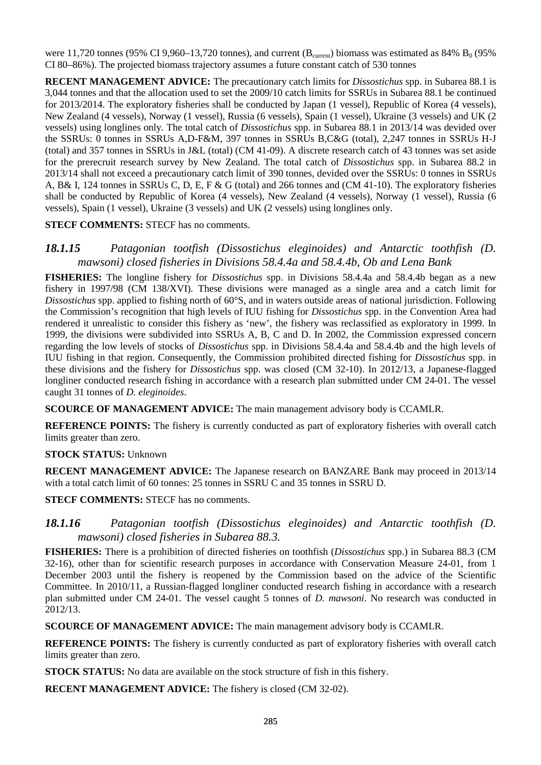were 11,720 tonnes (95% CI 9,960–13,720 tonnes), and current ($B_{current}$) biomass was estimated as 84% $B_0$ (95% CI 80–86%). The projected biomass trajectory assumes a future constant catch of 530 tonnes

**RECENT MANAGEMENT ADVICE:** The precautionary catch limits for *Dissostichus* spp. in Subarea 88.1 is 3,044 tonnes and that the allocation used to set the 2009/10 catch limits for SSRUs in Subarea 88.1 be continued for 2013/2014. The exploratory fisheries shall be conducted by Japan (1 vessel), Republic of Korea (4 vessels), New Zealand (4 vessels), Norway (1 vessel), Russia (6 vessels), Spain (1 vessel), Ukraine (3 vessels) and UK (2 vessels) using longlines only. The total catch of *Dissostichus* spp. in Subarea 88.1 in 2013/14 was devided over the SSRUs: 0 tonnes in SSRUs A,D-F&M, 397 tonnes in SSRUs B,C&G (total), 2,247 tonnes in SSRUs H-J (total) and 357 tonnes in SSRUs in J&L (total) (CM 41-09). A discrete research catch of 43 tonnes was set aside for the prerecruit research survey by New Zealand. The total catch of *Dissostichus* spp. in Subarea 88.2 in 2013/14 shall not exceed a precautionary catch limit of 390 tonnes, devided over the SSRUs: 0 tonnes in SSRUs A, B& I, 124 tonnes in SSRUs C, D, E, F & G (total) and 266 tonnes and (CM 41-10). The exploratory fisheries shall be conducted by Republic of Korea (4 vessels), New Zealand (4 vessels), Norway (1 vessel), Russia (6 vessels), Spain (1 vessel), Ukraine (3 vessels) and UK (2 vessels) using longlines only.

**STECF COMMENTS:** STECF has no comments.

### *18.1.15 Patagonian tootfish (Dissostichus eleginoides) and Antarctic toothfish (D. mawsoni) closed fisheries in Divisions 58.4.4a and 58.4.4b, Ob and Lena Bank*

**FISHERIES:** The longline fishery for *Dissostichus* spp. in Divisions 58.4.4a and 58.4.4b began as a new fishery in 1997/98 (CM 138/XVI). These divisions were managed as a single area and a catch limit for *Dissostichus* spp. applied to fishing north of 60°S, and in waters outside areas of national jurisdiction. Following the Commission's recognition that high levels of IUU fishing for *Dissostichus* spp. in the Convention Area had rendered it unrealistic to consider this fishery as 'new', the fishery was reclassified as exploratory in 1999. In 1999, the divisions were subdivided into SSRUs A, B, C and D. In 2002, the Commission expressed concern regarding the low levels of stocks of *Dissostichus* spp. in Divisions 58.4.4a and 58.4.4b and the high levels of IUU fishing in that region. Consequently, the Commission prohibited directed fishing for *Dissostichus* spp. in these divisions and the fishery for *Dissostichus* spp. was closed (CM 32-10). In 2012/13, a Japanese-flagged longliner conducted research fishing in accordance with a research plan submitted under CM 24-01. The vessel caught 31 tonnes of *D. eleginoides*.

**SCOURCE OF MANAGEMENT ADVICE:** The main management advisory body is CCAMLR.

**REFERENCE POINTS:** The fishery is currently conducted as part of exploratory fisheries with overall catch limits greater than zero.

**STOCK STATUS:** Unknown

**RECENT MANAGEMENT ADVICE:** The Japanese research on BANZARE Bank may proceed in 2013/14 with a total catch limit of 60 tonnes: 25 tonnes in SSRU C and 35 tonnes in SSRU D.

**STECF COMMENTS:** STECF has no comments.

### *18.1.16 Patagonian tootfish (Dissostichus eleginoides) and Antarctic toothfish (D. mawsoni) closed fisheries in Subarea 88.3.*

**FISHERIES:** There is a prohibition of directed fisheries on toothfish (*Dissostichus* spp.) in Subarea 88.3 (CM 32-16), other than for scientific research purposes in accordance with Conservation Measure 24-01, from 1 December 2003 until the fishery is reopened by the Commission based on the advice of the Scientific Committee. In 2010/11, a Russian-flagged longliner conducted research fishing in accordance with a research plan submitted under CM 24-01. The vessel caught 5 tonnes of *D. mawsoni*. No research was conducted in 2012/13.

**SCOURCE OF MANAGEMENT ADVICE:** The main management advisory body is CCAMLR.

**REFERENCE POINTS:** The fishery is currently conducted as part of exploratory fisheries with overall catch limits greater than zero.

**STOCK STATUS:** No data are available on the stock structure of fish in this fishery.

**RECENT MANAGEMENT ADVICE:** The fishery is closed (CM 32-02).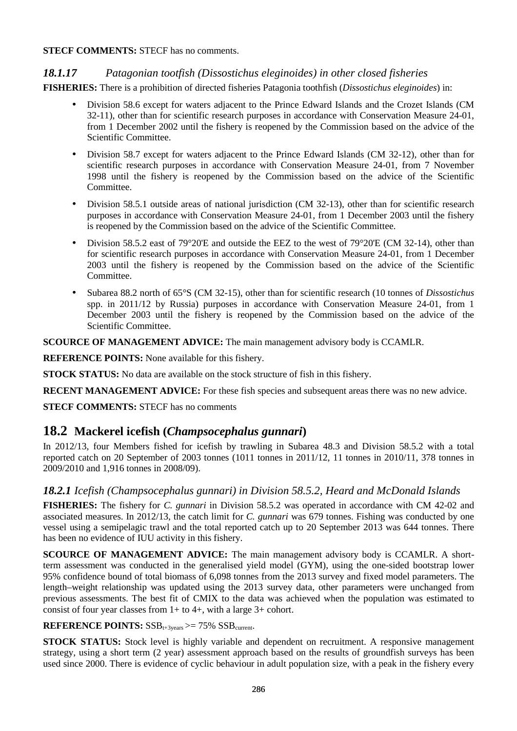**STECF COMMENTS:** STECF has no comments.

### *18.1.17 Patagonian tootfish (Dissostichus eleginoides) in other closed fisheries*

**FISHERIES:** There is a prohibition of directed fisheries Patagonia toothfish (*Dissostichus eleginoides*) in:

- Division 58.6 except for waters adjacent to the Prince Edward Islands and the Crozet Islands (CM 32-11), other than for scientific research purposes in accordance with Conservation Measure 24-01, from 1 December 2002 until the fishery is reopened by the Commission based on the advice of the Scientific Committee.
- Division 58.7 except for waters adjacent to the Prince Edward Islands (CM 32-12), other than for scientific research purposes in accordance with Conservation Measure 24-01, from 7 November 1998 until the fishery is reopened by the Commission based on the advice of the Scientific Committee.
- Division 58.5.1 outside areas of national jurisdiction (CM 32-13), other than for scientific research purposes in accordance with Conservation Measure 24-01, from 1 December 2003 until the fishery is reopened by the Commission based on the advice of the Scientific Committee.
- Division 58.5.2 east of 79°20'E and outside the EEZ to the west of 79°20'E (CM 32-14), other than for scientific research purposes in accordance with Conservation Measure 24-01, from 1 December 2003 until the fishery is reopened by the Commission based on the advice of the Scientific Committee.
- Subarea 88.2 north of 65°S (CM 32-15), other than for scientific research (10 tonnes of *Dissostichus* spp. in 2011/12 by Russia) purposes in accordance with Conservation Measure 24-01, from 1 December 2003 until the fishery is reopened by the Commission based on the advice of the Scientific Committee.

**SCOURCE OF MANAGEMENT ADVICE:** The main management advisory body is CCAMLR.

**REFERENCE POINTS:** None available for this fishery.

**STOCK STATUS:** No data are available on the stock structure of fish in this fishery.

**RECENT MANAGEMENT ADVICE:** For these fish species and subsequent areas there was no new advice.

**STECF COMMENTS:** STECF has no comments

## 18.2 Mackerel icefish (*Champsocephalus gunnari*)

In 2012/13, four Members fished for icefish by trawling in Subarea 48.3 and Division 58.5.2 with a total reported catch on 20 September of 2003 tonnes (1011 tonnes in 2011/12, 11 tonnes in 2010/11, 378 tonnes in 2009/2010 and 1,916 tonnes in 2008/09).

### *18.2.1 Icefish (Champsocephalus gunnari) in Division 58.5.2, Heard and McDonald Islands*

**FISHERIES:** The fishery for *C. gunnari* in Division 58.5.2 was operated in accordance with CM 42-02 and associated measures. In 2012/13, the catch limit for *C. gunnari* was 679 tonnes. Fishing was conducted by one vessel using a semipelagic trawl and the total reported catch up to 20 September 2013 was 644 tonnes. There has been no evidence of IUU activity in this fishery.

**SCOURCE OF MANAGEMENT ADVICE:** The main management advisory body is CCAMLR. A short-term assessment was conducted in the generalised yield model (GYM), using the one-sided bootstrap lower 95% confidence bound of total biomass of 6,098 tonnes from the 2013 survey and fixed model parameters. The length–weight relationship was updated using the 2013 survey data, other parameters were unchanged from previous assessments. The best fit of CMIX to the data was achieved when the population was estimated to consist of four year classes from 1+ to 4+, with a large 3+ cohort.

**REFERENCE POINTS:** $SSB_{t+3years} >= 75\% \ SSB_{current}$.

**STOCK STATUS:** Stock level is highly variable and dependent on recruitment. A responsive management strategy, using a short term (2 year) assessment approach based on the results of groundfish surveys has been used since 2000. There is evidence of cyclic behaviour in adult population size, with a peak in the fishery every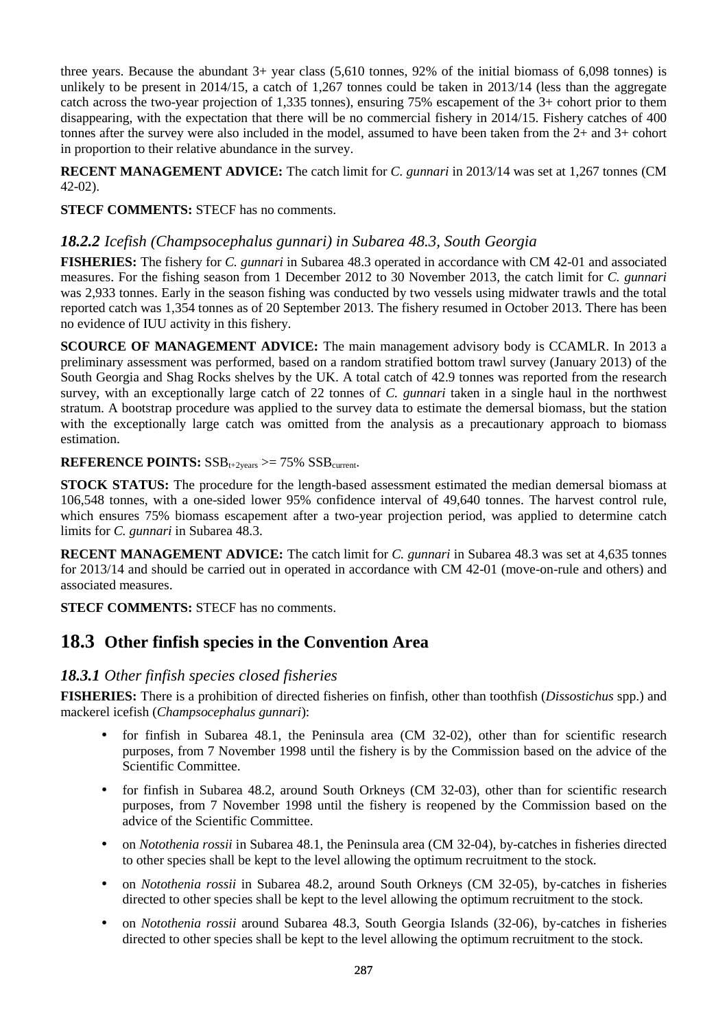three years. Because the abundant 3+ year class (5,610 tonnes, 92% of the initial biomass of 6,098 tonnes) is unlikely to be present in 2014/15, a catch of 1,267 tonnes could be taken in 2013/14 (less than the aggregate catch across the two-year projection of 1,335 tonnes), ensuring 75% escapement of the 3+ cohort prior to them disappearing, with the expectation that there will be no commercial fishery in 2014/15. Fishery catches of 400 tonnes after the survey were also included in the model, assumed to have been taken from the 2+ and 3+ cohort in proportion to their relative abundance in the survey.

**RECENT MANAGEMENT ADVICE:** The catch limit for *C. gunnari* in 2013/14 was set at 1,267 tonnes (CM 42-02).

**STECF COMMENTS:** STECF has no comments.

### *18.2.2 Icefish (Champsocephalus gunnari) in Subarea 48.3, South Georgia*

**FISHERIES:** The fishery for *C. gunnari* in Subarea 48.3 operated in accordance with CM 42-01 and associated measures. For the fishing season from 1 December 2012 to 30 November 2013, the catch limit for *C. gunnari* was 2,933 tonnes. Early in the season fishing was conducted by two vessels using midwater trawls and the total reported catch was 1,354 tonnes as of 20 September 2013. The fishery resumed in October 2013. There has been no evidence of IUU activity in this fishery.

**SCOURCE OF MANAGEMENT ADVICE:** The main management advisory body is CCAMLR. In 2013 a preliminary assessment was performed, based on a random stratified bottom trawl survey (January 2013) of the South Georgia and Shag Rocks shelves by the UK. A total catch of 42.9 tonnes was reported from the research survey, with an exceptionally large catch of 22 tonnes of *C. gunnari* taken in a single haul in the northwest stratum. A bootstrap procedure was applied to the survey data to estimate the demersal biomass, but the station with the exceptionally large catch was omitted from the analysis as a precautionary approach to biomass estimation.

**REFERENCE POINTS:** $SSB_{t+2years}$ >= 75% $SSB_{current}$.

**STOCK STATUS:** The procedure for the length-based assessment estimated the median demersal biomass at 106,548 tonnes, with a one-sided lower 95% confidence interval of 49,640 tonnes. The harvest control rule, which ensures 75% biomass escapement after a two-year projection period, was applied to determine catch limits for *C. gunnari* in Subarea 48.3.

**RECENT MANAGEMENT ADVICE:** The catch limit for *C. gunnari* in Subarea 48.3 was set at 4,635 tonnes for 2013/14 and should be carried out in operated in accordance with CM 42-01 (move-on-rule and others) and associated measures.

**STECF COMMENTS:** STECF has no comments.

## 18.3 Other finfish species in the Convention Area

### *18.3.1 Other finfish species closed fisheries*

**FISHERIES:** There is a prohibition of directed fisheries on finfish, other than toothfish (*Dissostichus* spp.) and mackerel icefish (*Champsocephalus gunnari*):

- for finfish in Subarea 48.1, the Peninsula area (CM 32-02), other than for scientific research purposes, from 7 November 1998 until the fishery is by the Commission based on the advice of the Scientific Committee.
- for finfish in Subarea 48.2, around South Orkneys (CM 32-03), other than for scientific research purposes, from 7 November 1998 until the fishery is reopened by the Commission based on the advice of the Scientific Committee.
- on *Notothenia rossii* in Subarea 48.1, the Peninsula area (CM 32-04), by-catches in fisheries directed to other species shall be kept to the level allowing the optimum recruitment to the stock.
- on *Notothenia rossii* in Subarea 48.2, around South Orkneys (CM 32-05), by-catches in fisheries directed to other species shall be kept to the level allowing the optimum recruitment to the stock.
- on *Notothenia rossii* around Subarea 48.3, South Georgia Islands (32-06), by-catches in fisheries directed to other species shall be kept to the level allowing the optimum recruitment to the stock.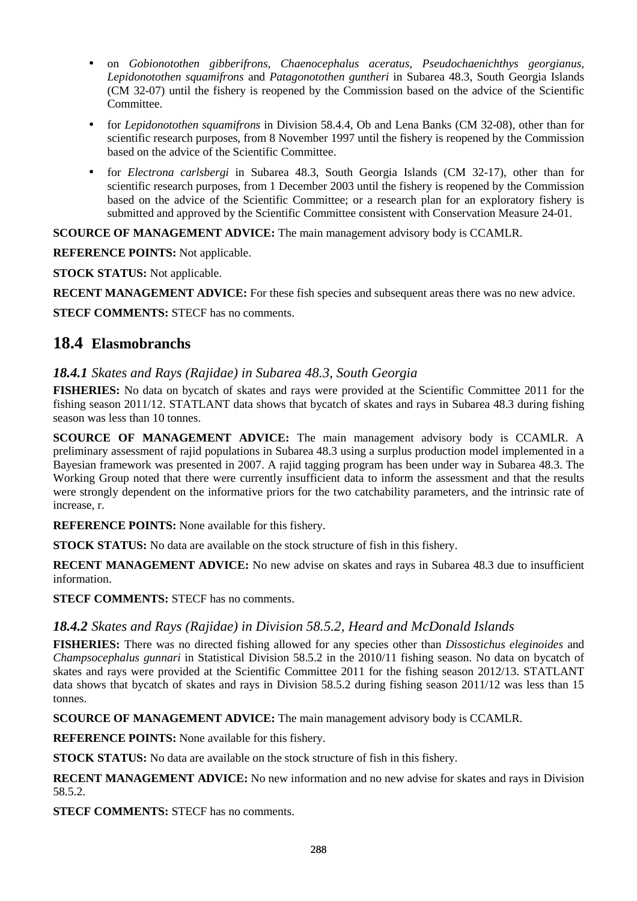- on *Gobionotothen gibberifrons, Chaenocephalus aceratus, Pseudochaenichthys georgianus, Lepidonotothen squamifrons* and *Patagonotothen guntheri* in Subarea 48.3, South Georgia Islands (CM 32-07) until the fishery is reopened by the Commission based on the advice of the Scientific Committee.
- for *Lepidonotothen squamifrons* in Division 58.4.4, Ob and Lena Banks (CM 32-08), other than for scientific research purposes, from 8 November 1997 until the fishery is reopened by the Commission based on the advice of the Scientific Committee.
- for *Electrona carlsbergi* in Subarea 48.3, South Georgia Islands (CM 32-17), other than for scientific research purposes, from 1 December 2003 until the fishery is reopened by the Commission based on the advice of the Scientific Committee; or a research plan for an exploratory fishery is submitted and approved by the Scientific Committee consistent with Conservation Measure 24-01.

**SCOURCE OF MANAGEMENT ADVICE:** The main management advisory body is CCAMLR.

**REFERENCE POINTS:** Not applicable.

**STOCK STATUS:** Not applicable.

**RECENT MANAGEMENT ADVICE:** For these fish species and subsequent areas there was no new advice.

**STECF COMMENTS:** STECF has no comments.

## 18.4 Elasmobranchs

### *18.4.1 Skates and Rays (Rajidae) in Subarea 48.3, South Georgia*

**FISHERIES:** No data on bycatch of skates and rays were provided at the Scientific Committee 2011 for the fishing season 2011/12. STATLANT data shows that bycatch of skates and rays in Subarea 48.3 during fishing season was less than 10 tonnes.

**SCOURCE OF MANAGEMENT ADVICE:** The main management advisory body is CCAMLR. A preliminary assessment of rajid populations in Subarea 48.3 using a surplus production model implemented in a Bayesian framework was presented in 2007. A rajid tagging program has been under way in Subarea 48.3. The Working Group noted that there were currently insufficient data to inform the assessment and that the results were strongly dependent on the informative priors for the two catchability parameters, and the intrinsic rate of increase, r.

**REFERENCE POINTS:** None available for this fishery.

**STOCK STATUS:** No data are available on the stock structure of fish in this fishery.

**RECENT MANAGEMENT ADVICE:** No new advise on skates and rays in Subarea 48.3 due to insufficient information.

**STECF COMMENTS:** STECF has no comments.

### *18.4.2 Skates and Rays (Rajidae) in Division 58.5.2, Heard and McDonald Islands*

**FISHERIES:** There was no directed fishing allowed for any species other than *Dissostichus eleginoides* and *Champsocephalus gunnari* in Statistical Division 58.5.2 in the 2010/11 fishing season. No data on bycatch of skates and rays were provided at the Scientific Committee 2011 for the fishing season 2012/13. STATLANT data shows that bycatch of skates and rays in Division 58.5.2 during fishing season 2011/12 was less than 15 tonnes.

**SCOURCE OF MANAGEMENT ADVICE:** The main management advisory body is CCAMLR.

**REFERENCE POINTS:** None available for this fishery.

**STOCK STATUS:** No data are available on the stock structure of fish in this fishery.

**RECENT MANAGEMENT ADVICE:** No new information and no new advise for skates and rays in Division 58.5.2.

**STECF COMMENTS:** STECF has no comments.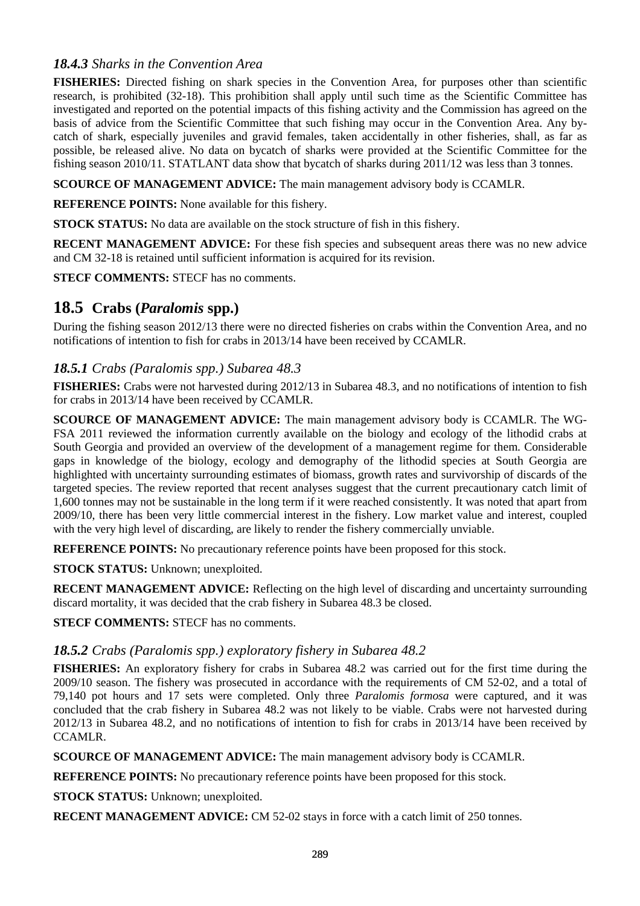### *18.4.3 Sharks in the Convention Area*

**FISHERIES:** Directed fishing on shark species in the Convention Area, for purposes other than scientific research, is prohibited (32-18). This prohibition shall apply until such time as the Scientific Committee has investigated and reported on the potential impacts of this fishing activity and the Commission has agreed on the basis of advice from the Scientific Committee that such fishing may occur in the Convention Area. Any by-catch of shark, especially juveniles and gravid females, taken accidentally in other fisheries, shall, as far as possible, be released alive. No data on bycatch of sharks were provided at the Scientific Committee for the fishing season 2010/11. STATLANT data show that bycatch of sharks during 2011/12 was less than 3 tonnes.

**SCOURCE OF MANAGEMENT ADVICE:** The main management advisory body is CCAMLR.

**REFERENCE POINTS:** None available for this fishery.

**STOCK STATUS:** No data are available on the stock structure of fish in this fishery.

**RECENT MANAGEMENT ADVICE:** For these fish species and subsequent areas there was no new advice and CM 32-18 is retained until sufficient information is acquired for its revision.

**STECF COMMENTS:** STECF has no comments.

## 18.5 Crabs (*Paralomis* spp.)

During the fishing season 2012/13 there were no directed fisheries on crabs within the Convention Area, and no notifications of intention to fish for crabs in 2013/14 have been received by CCAMLR.

### *18.5.1 Crabs (Paralomis spp.) Subarea 48.3*

**FISHERIES:** Crabs were not harvested during 2012/13 in Subarea 48.3, and no notifications of intention to fish for crabs in 2013/14 have been received by CCAMLR.

**SCOURCE OF MANAGEMENT ADVICE:** The main management advisory body is CCAMLR. The WG-FSA 2011 reviewed the information currently available on the biology and ecology of the lithodid crabs at South Georgia and provided an overview of the development of a management regime for them. Considerable gaps in knowledge of the biology, ecology and demography of the lithodid species at South Georgia are highlighted with uncertainty surrounding estimates of biomass, growth rates and survivorship of discards of the targeted species. The review reported that recent analyses suggest that the current precautionary catch limit of 1,600 tonnes may not be sustainable in the long term if it were reached consistently. It was noted that apart from 2009/10, there has been very little commercial interest in the fishery. Low market value and interest, coupled with the very high level of discarding, are likely to render the fishery commercially unviable.

**REFERENCE POINTS:** No precautionary reference points have been proposed for this stock.

**STOCK STATUS:** Unknown; unexploited.

**RECENT MANAGEMENT ADVICE:** Reflecting on the high level of discarding and uncertainty surrounding discard mortality, it was decided that the crab fishery in Subarea 48.3 be closed.

**STECF COMMENTS:** STECF has no comments.

### *18.5.2 Crabs (Paralomis spp.) exploratory fishery in Subarea 48.2*

**FISHERIES:** An exploratory fishery for crabs in Subarea 48.2 was carried out for the first time during the 2009/10 season. The fishery was prosecuted in accordance with the requirements of CM 52-02, and a total of 79,140 pot hours and 17 sets were completed. Only three *Paralomis formosa* were captured, and it was concluded that the crab fishery in Subarea 48.2 was not likely to be viable. Crabs were not harvested during 2012/13 in Subarea 48.2, and no notifications of intention to fish for crabs in 2013/14 have been received by CCAMLR.

**SCOURCE OF MANAGEMENT ADVICE:** The main management advisory body is CCAMLR.

**REFERENCE POINTS:** No precautionary reference points have been proposed for this stock.

**STOCK STATUS:** Unknown; unexploited.

**RECENT MANAGEMENT ADVICE:** CM 52-02 stays in force with a catch limit of 250 tonnes.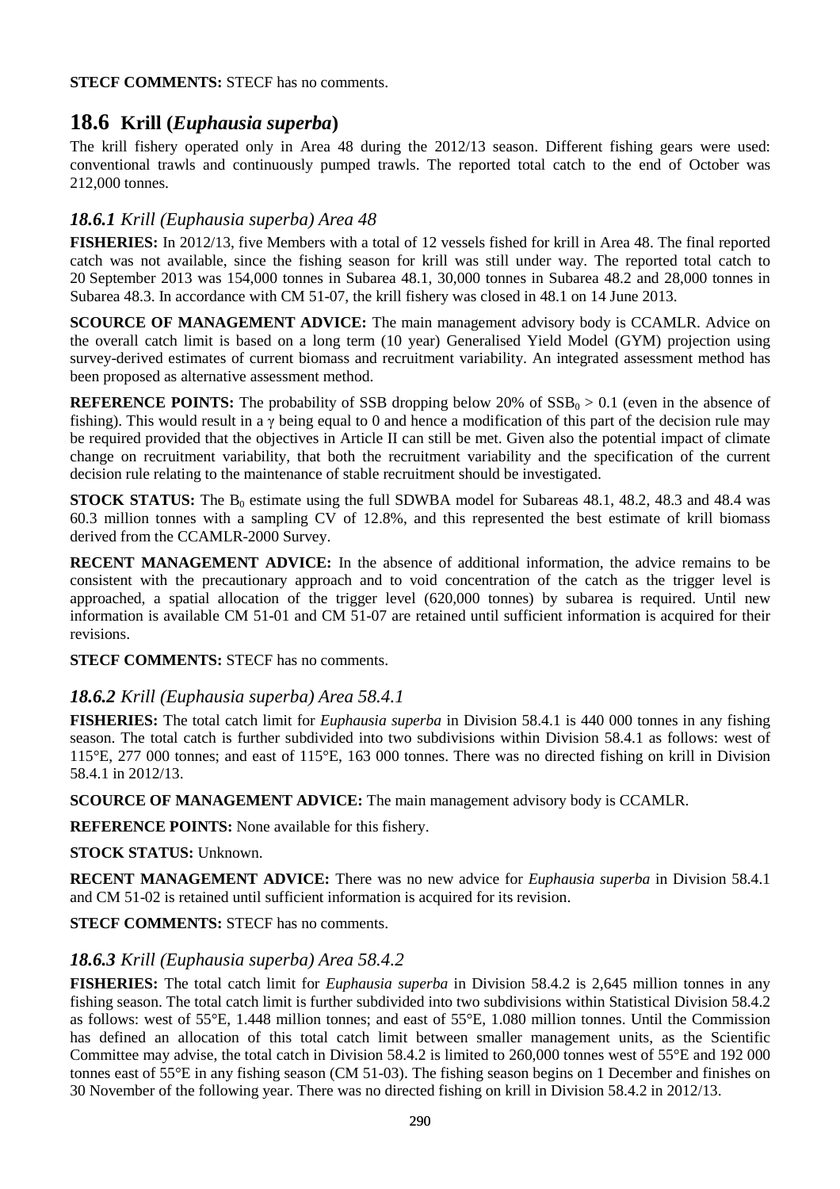**STECF COMMENTS:** STECF has no comments.

## 18.6 Krill (*Euphausia superba*)

The krill fishery operated only in Area 48 during the 2012/13 season. Different fishing gears were used: conventional trawls and continuously pumped trawls. The reported total catch to the end of October was 212,000 tonnes.

### *18.6.1 Krill (Euphausia superba) Area 48*

**FISHERIES:** In 2012/13, five Members with a total of 12 vessels fished for krill in Area 48. The final reported catch was not available, since the fishing season for krill was still under way. The reported total catch to 20 September 2013 was 154,000 tonnes in Subarea 48.1, 30,000 tonnes in Subarea 48.2 and 28,000 tonnes in Subarea 48.3. In accordance with CM 51-07, the krill fishery was closed in 48.1 on 14 June 2013.

**SCOURCE OF MANAGEMENT ADVICE:** The main management advisory body is CCAMLR. Advice on the overall catch limit is based on a long term (10 year) Generalised Yield Model (GYM) projection using survey-derived estimates of current biomass and recruitment variability. An integrated assessment method has been proposed as alternative assessment method.

**REFERENCE POINTS:** The probability of SSB dropping below 20% of $SSB_0 > 0.1$ (even in the absence of fishing). This would result in a $\gamma$ being equal to 0 and hence a modification of this part of the decision rule may be required provided that the objectives in Article II can still be met. Given also the potential impact of climate change on recruitment variability, that both the recruitment variability and the specification of the current decision rule relating to the maintenance of stable recruitment should be investigated.

**STOCK STATUS:** The $B_0$ estimate using the full SDWBA model for Subareas 48.1, 48.2, 48.3 and 48.4 was 60.3 million tonnes with a sampling CV of 12.8%, and this represented the best estimate of krill biomass derived from the CCAMLR-2000 Survey.

**RECENT MANAGEMENT ADVICE:** In the absence of additional information, the advice remains to be consistent with the precautionary approach and to void concentration of the catch as the trigger level is approached, a spatial allocation of the trigger level (620,000 tonnes) by subarea is required. Until new information is available CM 51-01 and CM 51-07 are retained until sufficient information is acquired for their revisions.

**STECF COMMENTS:** STECF has no comments.

### *18.6.2 Krill (Euphausia superba) Area 58.4.1*

**FISHERIES:** The total catch limit for *Euphausia superba* in Division 58.4.1 is 440 000 tonnes in any fishing season. The total catch is further subdivided into two subdivisions within Division 58.4.1 as follows: west of 115°E, 277 000 tonnes; and east of 115°E, 163 000 tonnes. There was no directed fishing on krill in Division 58.4.1 in 2012/13.

**SCOURCE OF MANAGEMENT ADVICE:** The main management advisory body is CCAMLR.

**REFERENCE POINTS:** None available for this fishery.

**STOCK STATUS:** Unknown.

**RECENT MANAGEMENT ADVICE:** There was no new advice for *Euphausia superba* in Division 58.4.1 and CM 51-02 is retained until sufficient information is acquired for its revision.

**STECF COMMENTS:** STECF has no comments.

### *18.6.3 Krill (Euphausia superba) Area 58.4.2*

**FISHERIES:** The total catch limit for *Euphausia superba* in Division 58.4.2 is 2,645 million tonnes in any fishing season. The total catch limit is further subdivided into two subdivisions within Statistical Division 58.4.2 as follows: west of 55°E, 1.448 million tonnes; and east of 55°E, 1.080 million tonnes. Until the Commission has defined an allocation of this total catch limit between smaller management units, as the Scientific Committee may advise, the total catch in Division 58.4.2 is limited to 260,000 tonnes west of 55°E and 192 000 tonnes east of 55°E in any fishing season (CM 51-03). The fishing season begins on 1 December and finishes on 30 November of the following year. There was no directed fishing on krill in Division 58.4.2 in 2012/13.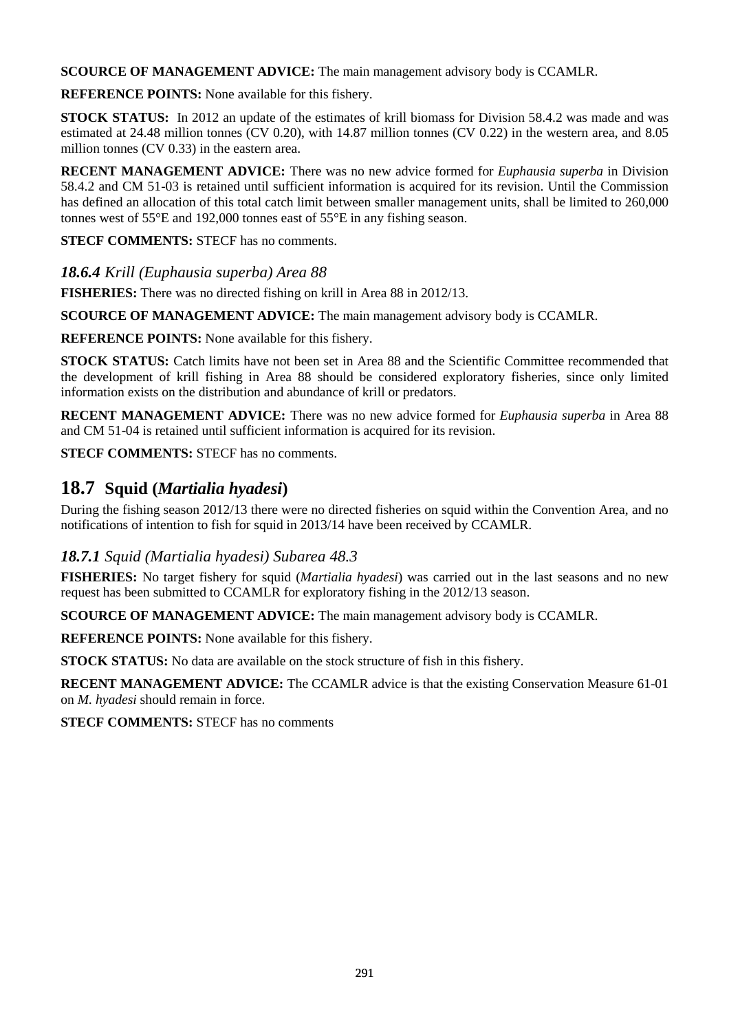**SCOURCE OF MANAGEMENT ADVICE:** The main management advisory body is CCAMLR.

**REFERENCE POINTS:** None available for this fishery.

**STOCK STATUS:** In 2012 an update of the estimates of krill biomass for Division 58.4.2 was made and was estimated at 24.48 million tonnes (CV 0.20), with 14.87 million tonnes (CV 0.22) in the western area, and 8.05 million tonnes (CV 0.33) in the eastern area.

**RECENT MANAGEMENT ADVICE:** There was no new advice formed for *Euphausia superba* in Division 58.4.2 and CM 51-03 is retained until sufficient information is acquired for its revision. Until the Commission has defined an allocation of this total catch limit between smaller management units, shall be limited to 260,000 tonnes west of 55°E and 192,000 tonnes east of 55°E in any fishing season.

**STECF COMMENTS:** STECF has no comments.

### *18.6.4 Krill (Euphausia superba) Area 88*

**FISHERIES:** There was no directed fishing on krill in Area 88 in 2012/13.

**SCOURCE OF MANAGEMENT ADVICE:** The main management advisory body is CCAMLR.

**REFERENCE POINTS:** None available for this fishery.

**STOCK STATUS:** Catch limits have not been set in Area 88 and the Scientific Committee recommended that the development of krill fishing in Area 88 should be considered exploratory fisheries, since only limited information exists on the distribution and abundance of krill or predators.

**RECENT MANAGEMENT ADVICE:** There was no new advice formed for *Euphausia superba* in Area 88 and CM 51-04 is retained until sufficient information is acquired for its revision.

**STECF COMMENTS:** STECF has no comments.

## 18.7 Squid (*Martialia hyadesi*)

During the fishing season 2012/13 there were no directed fisheries on squid within the Convention Area, and no notifications of intention to fish for squid in 2013/14 have been received by CCAMLR.

### *18.7.1 Squid (Martialia hyadesi) Subarea 48.3*

**FISHERIES:** No target fishery for squid (*Martialia hyadesi*) was carried out in the last seasons and no new request has been submitted to CCAMLR for exploratory fishing in the 2012/13 season.

**SCOURCE OF MANAGEMENT ADVICE:** The main management advisory body is CCAMLR.

**REFERENCE POINTS:** None available for this fishery.

**STOCK STATUS:** No data are available on the stock structure of fish in this fishery.

**RECENT MANAGEMENT ADVICE:** The CCAMLR advice is that the existing Conservation Measure 61-01 on *M. hyadesi* should remain in force.

**STECF COMMENTS:** STECF has no comments